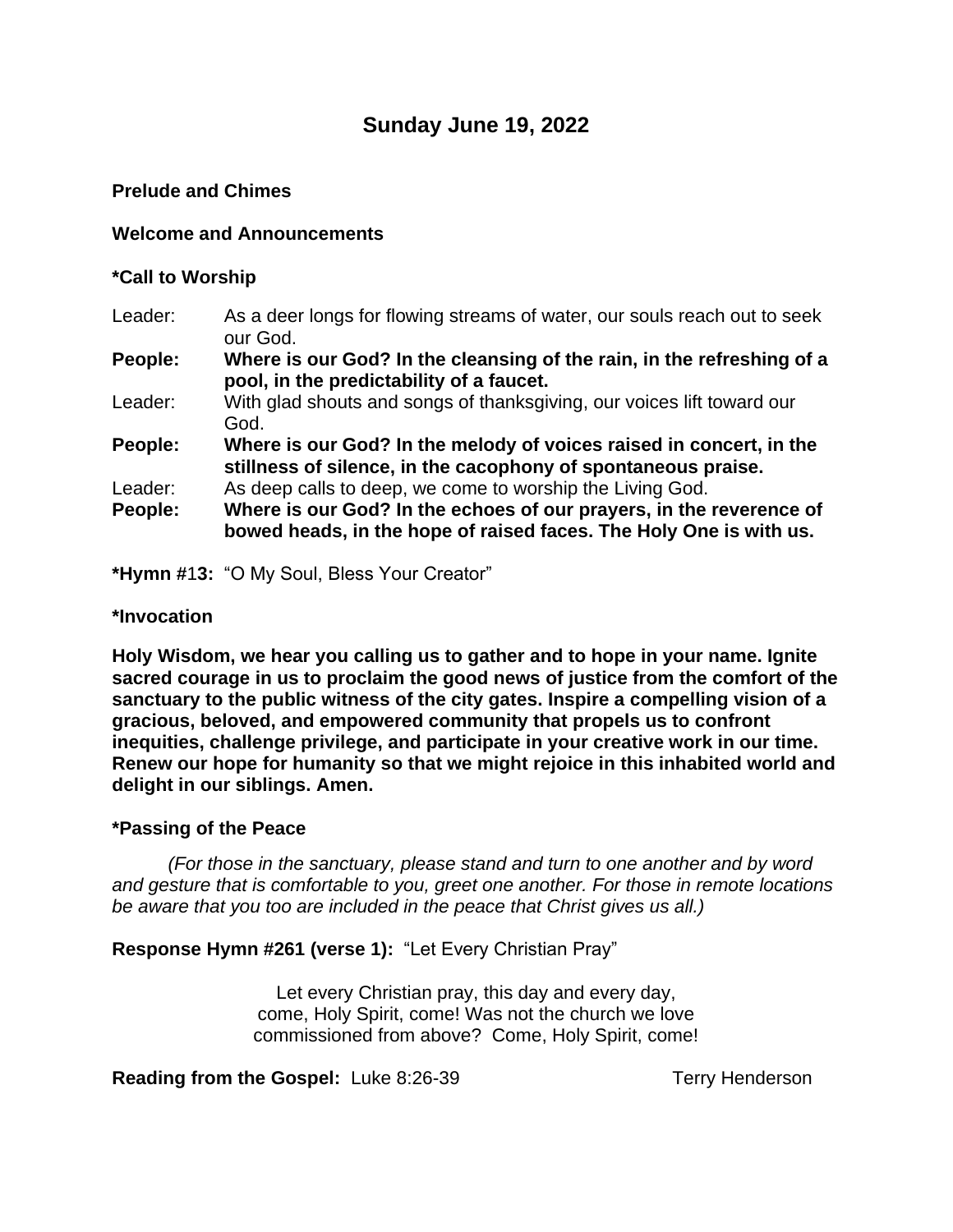# Sunday June 19, 2022

**Prelude and Chimes**

**Welcome and Announcements**

**\*Call to Worship**

Leader: As a deer longs for flowing streams of water, our souls reach out to seek our God.

**People: Where is our God? In the cleansing of the rain, in the refreshing of a pool, in the predictability of a faucet.**

Leader: With glad shouts and songs of thanksgiving, our voices lift toward our God.

**People: Where is our God? In the melody of voices raised in concert, in the stillness of silence, in the cacophony of spontaneous praise.**

Leader: As deep calls to deep, we come to worship the Living God.

**People: Where is our God? In the echoes of our prayers, in the reverence of bowed heads, in the hope of raised faces. The Holy One is with us.**

**\*Hymn #13:** "O My Soul, Bless Your Creator"

**\*Invocation**

**Holy Wisdom, we hear you calling us to gather and to hope in your name. Ignite sacred courage in us to proclaim the good news of justice from the comfort of the sanctuary to the public witness of the city gates. Inspire a compelling vision of a gracious, beloved, and empowered community that propels us to confront inequities, challenge privilege, and participate in your creative work in our time. Renew our hope for humanity so that we might rejoice in this inhabited world and delight in our siblings. Amen.**

**\*Passing of the Peace**

*(For those in the sanctuary, please stand and turn to one another and by word and gesture that is comfortable to you, greet one another. For those in remote locations be aware that you too are included in the peace that Christ gives us all.)*

**Response Hymn #261 (verse 1):** "Let Every Christian Pray"

Let every Christian pray, this day and every day,
come, Holy Spirit, come! Was not the church we love
commissioned from above? Come, Holy Spirit, come!

**Reading from the Gospel:** Luke 8:26-39 Terry Henderson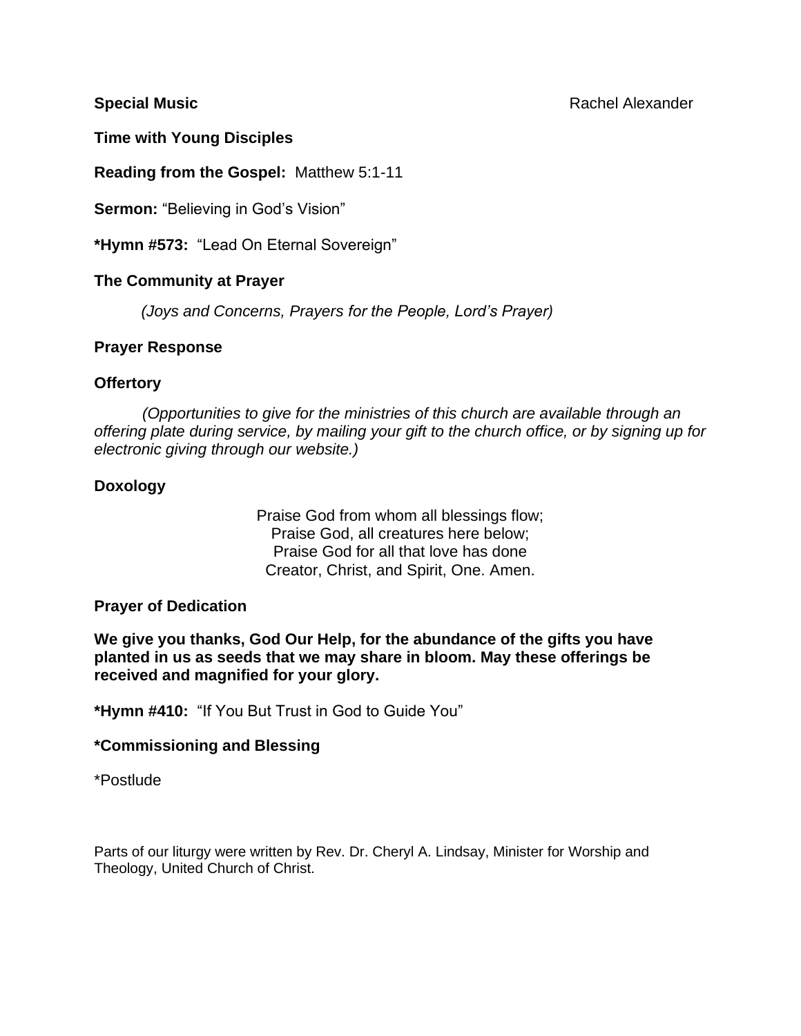**Special Music** Rachel Alexander

**Time with Young Disciples**

**Reading from the Gospel:** Matthew 5:1-11

**Sermon:** "Believing in God's Vision"

***Hymn #573:** "Lead On Eternal Sovereign"

**The Community at Prayer**

*(Joys and Concerns, Prayers for the People, Lord's Prayer)*

**Prayer Response**

**Offertory**

*(Opportunities to give for the ministries of this church are available through an offering plate during service, by mailing your gift to the church office, or by signing up for electronic giving through our website.)*

**Doxology**

Praise God from whom all blessings flow;
Praise God, all creatures here below;
Praise God for all that love has done
Creator, Christ, and Spirit, One. Amen.

**Prayer of Dedication**

**We give you thanks, God Our Help, for the abundance of the gifts you have planted in us as seeds that we may share in bloom. May these offerings be received and magnified for your glory.**

***Hymn #410:** "If You But Trust in God to Guide You"

***Commissioning and Blessing**

*Postlude

Parts of our liturgy were written by Rev. Dr. Cheryl A. Lindsay, Minister for Worship and Theology, United Church of Christ.